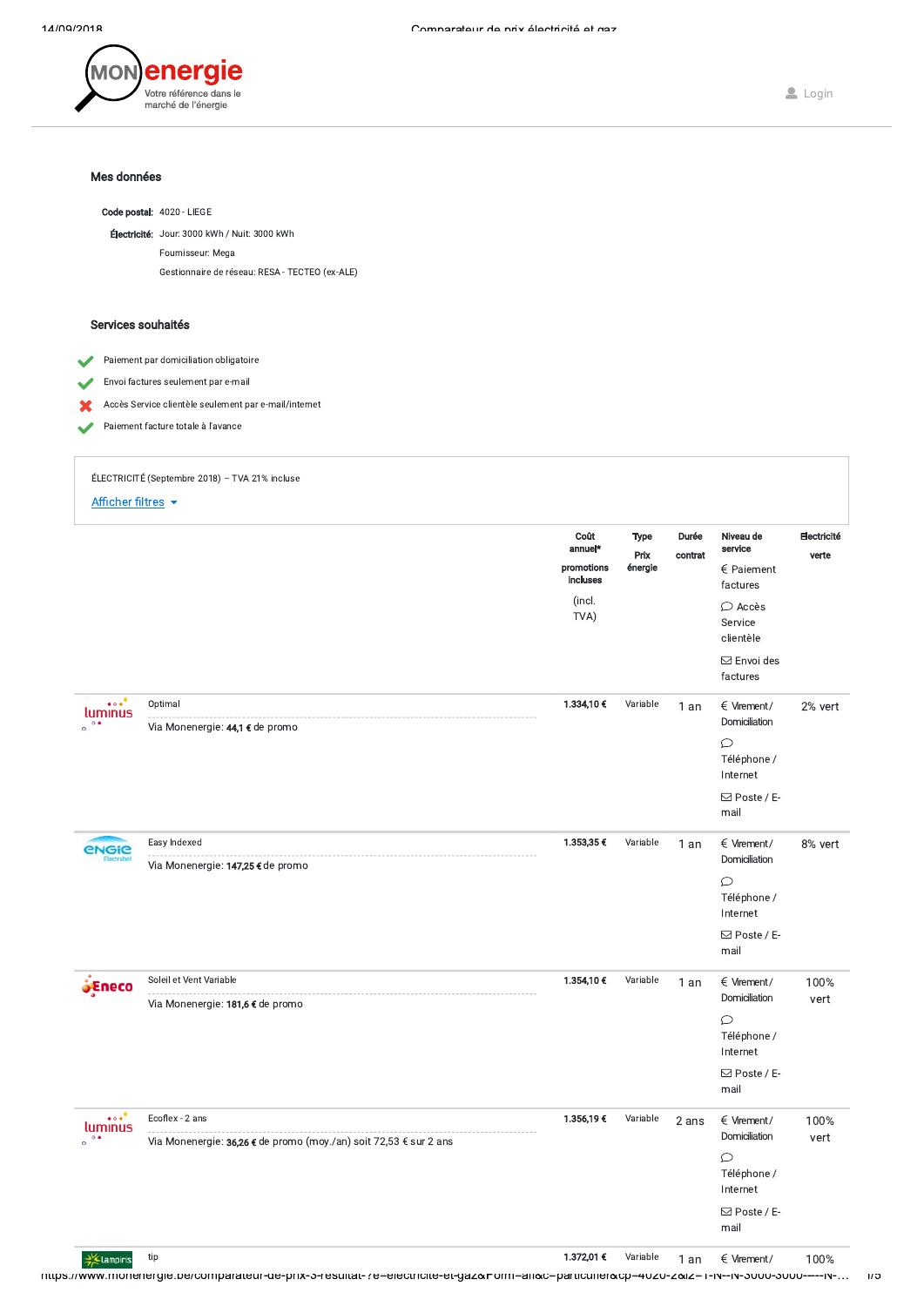MON energie
Votre référence dans le marché de l'énergie

Login

### Mes données

**Code postal:** 4020 - LIEGE

**Électricité:** Jour: 3000 kWh / Nuit: 3000 kWh

Fournisseur: Mega

Gestionnaire de réseau: RESA - TECTEO (ex-ALE)

### Services souhaités

- ✔ Paiement par domiciliation obligatoire
- ✔ Envoi factures seulement par e-mail
- ✘ Accès Service clientèle seulement par e-mail/internet
- ✔ Paiement facture totale à l'avance

ÉLECTRICITÉ (Septembre 2018) – TVA 21% incluse

Afficher filtres

| Fournisseur | Produit | Coût annuel* promotions incluses (incl. TVA) | Type Prix énergie | Durée contrat | Niveau de service: Paiement factures / Accès Service clientèle / Envoi des factures | Électricité verte |
|---|---|---|---|---|---|---|
| luminus | Optimal<br>Via Monenergie: **44,1 €** de promo | 1.334,10 € | Variable | 1 an | € Virement / Domiciliation<br>Téléphone / Internet<br>Poste / E-mail | 2% vert |
| ENGIE Electrabel | Easy Indexed<br>Via Monenergie: **147,25 €** de promo | 1.353,35 € | Variable | 1 an | € Virement / Domiciliation<br>Téléphone / Internet<br>Poste / E-mail | 8% vert |
| Eneco | Soleil et Vent Variable<br>Via Monenergie: **181,6 €** de promo | 1.354,10 € | Variable | 1 an | € Virement / Domiciliation<br>Téléphone / Internet<br>Poste / E-mail | 100% vert |
| luminus | Ecoflex - 2 ans<br>Via Monenergie: **36,26 €** de promo (moy./an) soit 72,53 € sur 2 ans | 1.356,19 € | Variable | 2 ans | € Virement / Domiciliation<br>Téléphone / Internet<br>Poste / E-mail | 100% vert |
| Lampiris | tip | 1.372,01 € | Variable | 1 an | € Virement / | 100% |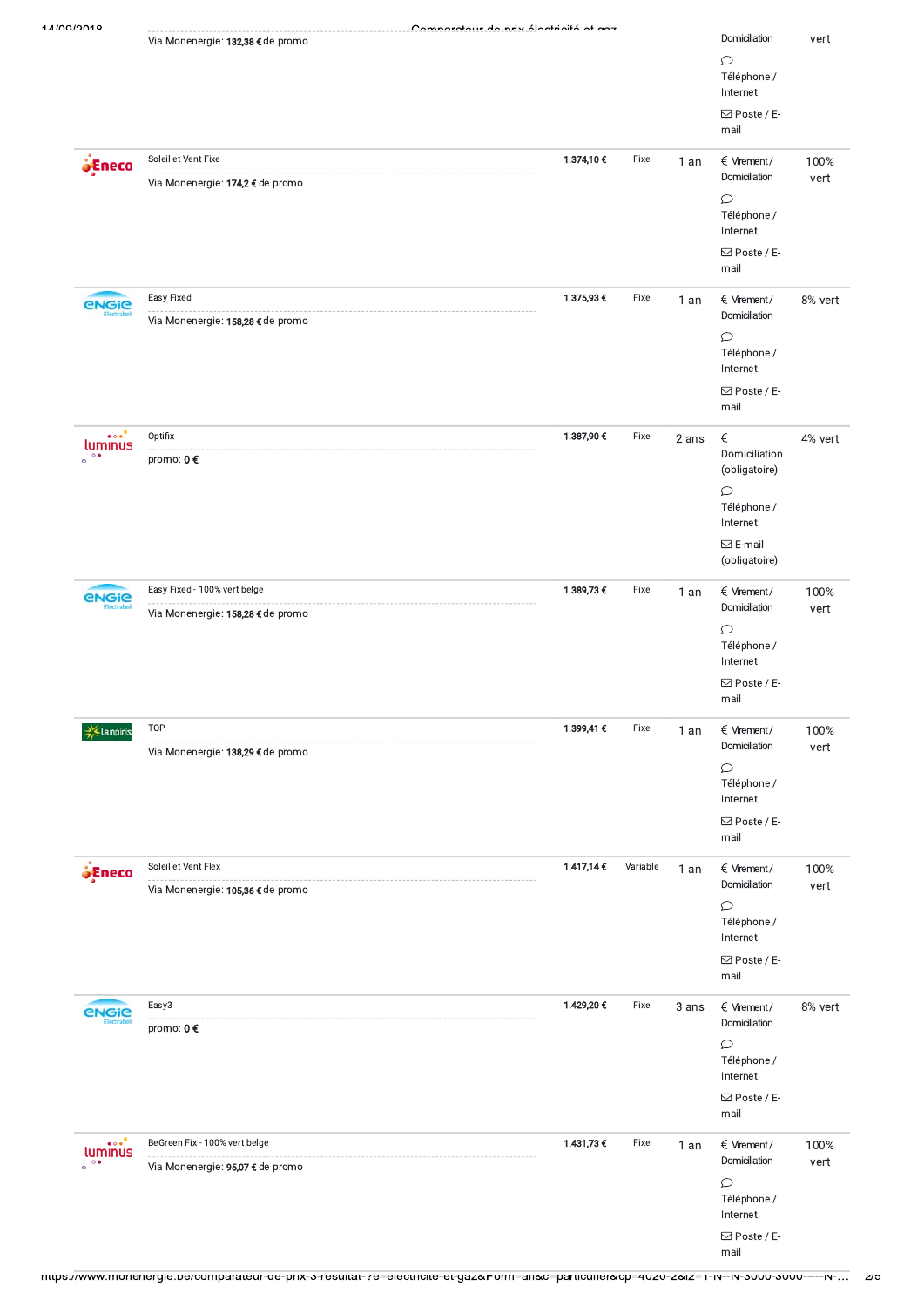| Fournisseur | Offre | Prix | Type | Durée | Paiement / Contact | Vert |
|---|---|---|---|---|---|---|
| | Via Monenergie: **132,38 €** de promo | | | | Domiciliation; Téléphone / Internet; Poste / E-mail | vert |
| Eneco | Soleil et Vent Fixe<br>Via Monenergie: **174,2 €** de promo | 1.374,10 € | Fixe | 1 an | € Virement / Domiciliation; Téléphone / Internet; Poste / E-mail | 100% vert |
| Engie Electrabel | Easy Fixed<br>Via Monenergie: **158,28 €** de promo | 1.375,93 € | Fixe | 1 an | € Virement / Domiciliation; Téléphone / Internet; Poste / E-mail | 8% vert |
| luminus | Optifix<br>promo: **0 €** | 1.387,90 € | Fixe | 2 ans | € Domiciliation (obligatoire); Téléphone / Internet; E-mail (obligatoire) | 4% vert |
| Engie Electrabel | Easy Fixed - 100% vert belge<br>Via Monenergie: **158,28 €** de promo | 1.389,73 € | Fixe | 1 an | € Virement / Domiciliation; Téléphone / Internet; Poste / E-mail | 100% vert |
| Lampiris | TOP<br>Via Monenergie: **138,29 €** de promo | 1.399,41 € | Fixe | 1 an | € Virement / Domiciliation; Téléphone / Internet; Poste / E-mail | 100% vert |
| Eneco | Soleil et Vent Flex<br>Via Monenergie: **105,36 €** de promo | 1.417,14 € | Variable | 1 an | € Virement / Domiciliation; Téléphone / Internet; Poste / E-mail | 100% vert |
| Engie Electrabel | Easy3<br>promo: **0 €** | 1.429,20 € | Fixe | 3 ans | € Virement / Domiciliation; Téléphone / Internet; Poste / E-mail | 8% vert |
| luminus | BeGreen Fix - 100% vert belge<br>Via Monenergie: **95,07 €** de promo | 1.431,73 € | Fixe | 1 an | € Virement / Domiciliation; Téléphone / Internet; Poste / E-mail | 100% vert |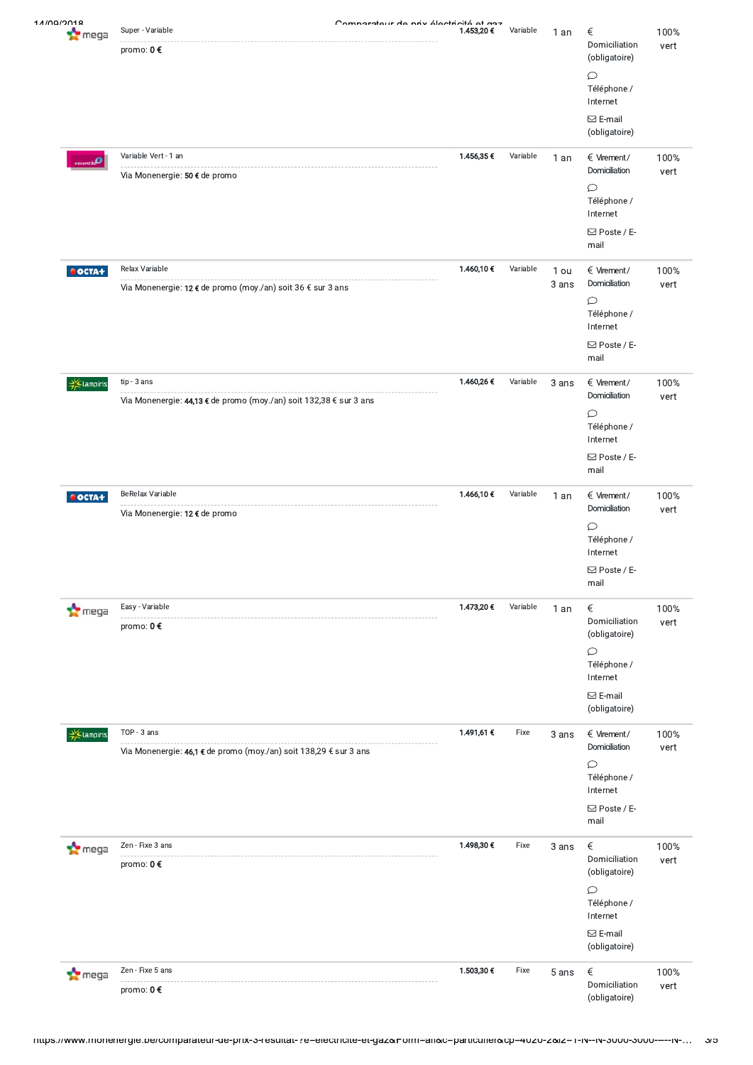| Fournisseur | Produit | Prix | Type | Durée | Paiement / Contact | Énergie |
|---|---|---|---|---|---|---|
| mega | Super - Variable<br>promo: **0 €** | **1.453,20 €** | Variable | 1 an | € Domiciliation (obligatoire)<br>Téléphone / Internet<br>E-mail (obligatoire) | 100% vert |
| essent.be | Variable Vert - 1 an<br>Via Monenergie: **50 €** de promo | **1.456,35 €** | Variable | 1 an | € Virement / Domiciliation<br>Téléphone / Internet<br>Poste / E-mail | 100% vert |
| OCTA+ | Relax Variable<br>Via Monenergie: **12 €** de promo (moy./an) soit 36 € sur 3 ans | **1.460,10 €** | Variable | 1 ou 3 ans | € Virement / Domiciliation<br>Téléphone / Internet<br>Poste / E-mail | 100% vert |
| Lampiris | tip - 3 ans<br>Via Monenergie: **44,13 €** de promo (moy./an) soit 132,38 € sur 3 ans | **1.460,26 €** | Variable | 3 ans | € Virement / Domiciliation<br>Téléphone / Internet<br>Poste / E-mail | 100% vert |
| OCTA+ | BeRelax Variable<br>Via Monenergie: **12 €** de promo | **1.466,10 €** | Variable | 1 an | € Virement / Domiciliation<br>Téléphone / Internet<br>Poste / E-mail | 100% vert |
| mega | Easy - Variable<br>promo: **0 €** | **1.473,20 €** | Variable | 1 an | € Domiciliation (obligatoire)<br>Téléphone / Internet<br>E-mail (obligatoire) | 100% vert |
| Lampiris | TOP - 3 ans<br>Via Monenergie: **46,1 €** de promo (moy./an) soit 138,29 € sur 3 ans | **1.491,61 €** | Fixe | 3 ans | € Virement / Domiciliation<br>Téléphone / Internet<br>Poste / E-mail | 100% vert |
| mega | Zen - Fixe 3 ans<br>promo: **0 €** | **1.498,30 €** | Fixe | 3 ans | € Domiciliation (obligatoire)<br>Téléphone / Internet<br>E-mail (obligatoire) | 100% vert |
| mega | Zen - Fixe 5 ans<br>promo: **0 €** | **1.503,30 €** | Fixe | 5 ans | € Domiciliation (obligatoire) | 100% vert |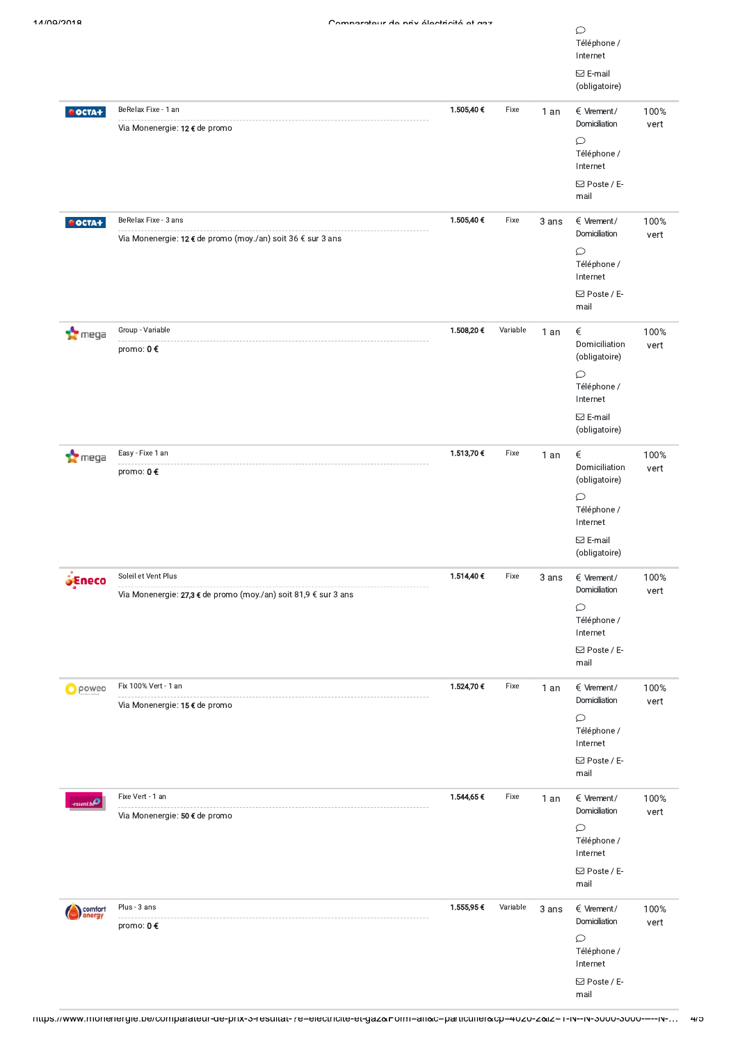| Fournisseur | Produit | Prix | Type | Durée | Paiement / Contact | Énergie verte |
|---|---|---|---|---|---|---|
| | | | | | Téléphone / Internet<br>E-mail (obligatoire) | |
| OCTA+ | BeRelax Fixe - 1 an<br>Via Monenergie: **12 €** de promo | **1.505,40 €** | Fixe | 1 an | € Virement / Domiciliation<br>Téléphone / Internet<br>Poste / E-mail | 100% vert |
| OCTA+ | BeRelax Fixe - 3 ans<br>Via Monenergie: **12 €** de promo (moy./an) soit 36 € sur 3 ans | **1.505,40 €** | Fixe | 3 ans | € Virement / Domiciliation<br>Téléphone / Internet<br>Poste / E-mail | 100% vert |
| mega | Group - Variable<br>promo: **0 €** | **1.508,20 €** | Variable | 1 an | € Domiciliation (obligatoire)<br>Téléphone / Internet<br>E-mail (obligatoire) | 100% vert |
| mega | Easy - Fixe 1 an<br>promo: **0 €** | **1.513,70 €** | Fixe | 1 an | € Domiciliation (obligatoire)<br>Téléphone / Internet<br>E-mail (obligatoire) | 100% vert |
| Eneco | Soleil et Vent Plus<br>Via Monenergie: **27,3 €** de promo (moy./an) soit 81,9 € sur 3 ans | **1.514,40 €** | Fixe | 3 ans | € Virement / Domiciliation<br>Téléphone / Internet<br>Poste / E-mail | 100% vert |
| poweo | Fix 100% Vert - 1 an<br>Via Monenergie: **15 €** de promo | **1.524,70 €** | Fixe | 1 an | € Virement / Domiciliation<br>Téléphone / Internet<br>Poste / E-mail | 100% vert |
| essent.be | Fixe Vert - 1 an<br>Via Monenergie: **50 €** de promo | **1.544,65 €** | Fixe | 1 an | € Virement / Domiciliation<br>Téléphone / Internet<br>Poste / E-mail | 100% vert |
| comfort energy | Plus - 3 ans<br>promo: **0 €** | **1.555,95 €** | Variable | 3 ans | € Virement / Domiciliation<br>Téléphone / Internet<br>Poste / E-mail | 100% vert |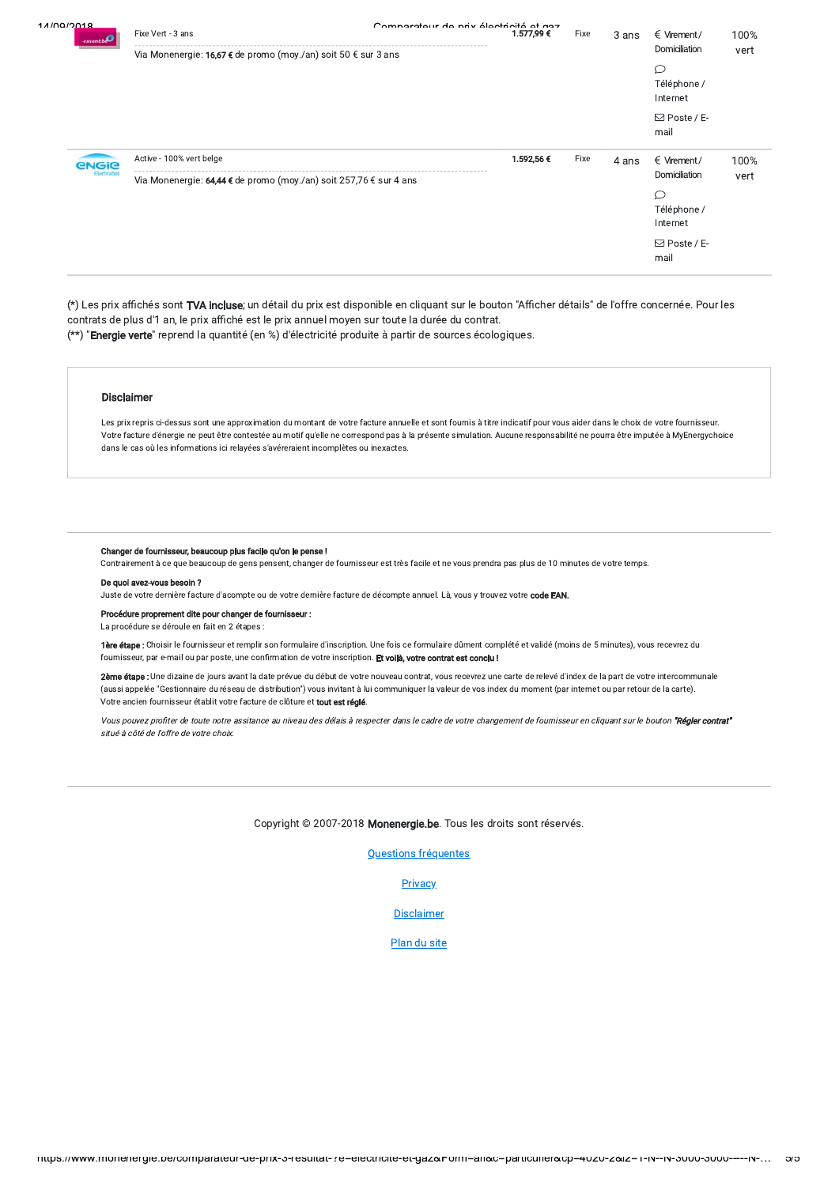| | | | | | | |
|---|---|---|---|---|---|---|
| | Fixe Vert - 3 ans<br>Via Monenergie: **16,67 €** de promo (moy./an) soit 50 € sur 3 ans | **1.577,99 €** | Fixe | 3 ans | € Virement / Domiciliation<br>Téléphone / Internet<br>Poste / E-mail | 100% vert |
| | Active - 100% vert belge<br>Via Monenergie: **64,44 €** de promo (moy./an) soit 257,76 € sur 4 ans | **1.592,56 €** | Fixe | 4 ans | € Virement / Domiciliation<br>Téléphone / Internet<br>Poste / E-mail | 100% vert |

(*) Les prix affichés sont **TVA incluse**; un détail du prix est disponible en cliquant sur le bouton "Afficher détails" de l'offre concernée. Pour les contrats de plus d'1 an, le prix affiché est le prix annuel moyen sur toute la durée du contrat.
(**) "**Energie verte**" reprend la quantité (en %) d'électricité produite à partir de sources écologiques.

## Disclaimer

Les prix repris ci-dessus sont une approximation du montant de votre facture annuelle et sont fournis à titre indicatif pour vous aider dans le choix de votre fournisseur. Votre facture d'énergie ne peut être contestée au motif qu'elle ne correspond pas à la présente simulation. Aucune responsabilité ne pourra être imputée à MyEnergychoice dans le cas où les informations ici relayées s'avéreraient incomplètes ou inexactes.

**Changer de fournisseur, beaucoup plus facile qu'on le pense !**
Contrairement à ce que beaucoup de gens pensent, changer de fournisseur est très facile et ne vous prendra pas plus de 10 minutes de votre temps.

**De quoi avez-vous besoin ?**
Juste de votre dernière facture d'acompte ou de votre dernière facture de décompte annuel. Là, vous y trouvez votre **code EAN.**

**Procédure proprement dite pour changer de fournisseur :**
La procédure se déroule en fait en 2 étapes :

**1ère étape :** Choisir le fournisseur et remplir son formulaire d'inscription. Une fois ce formulaire dûment complété et validé (moins de 5 minutes), vous recevrez du fournisseur, par e-mail ou par poste, une confirmation de votre inscription. **Et voilà, votre contrat est conclu !**

**2ème étape :** Une dizaine de jours avant la date prévue du début de votre nouveau contrat, vous recevrez une carte de relevé d'index de la part de votre intercommunale (aussi appelée "Gestionnaire du réseau de distribution") vous invitant à lui communiquer la valeur de vos index du moment (par internet ou par retour de la carte).
Votre ancien fournisseur établit votre facture de clôture et **tout est réglé**.

*Vous pouvez profiter de toute notre assistance au niveau des délais à respecter dans le cadre de votre changement de fournisseur en cliquant sur le bouton **"Régler contrat"** situé à côté de l'offre de votre choix.*

Copyright © 2007-2018 **Monenergie.be**. Tous les droits sont réservés.

Questions fréquentes

Privacy

Disclaimer

Plan du site